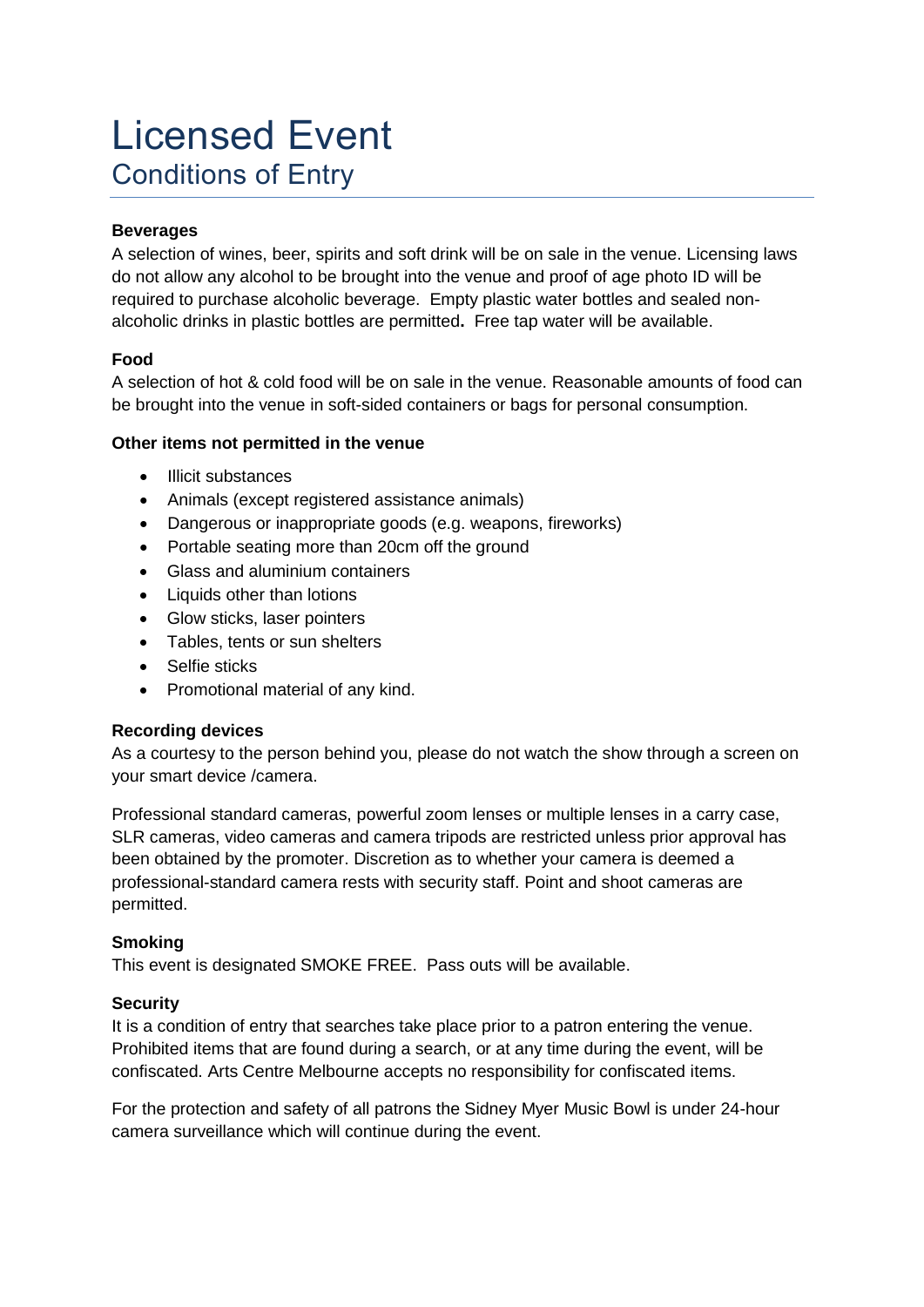# Licensed Event

## Conditions of Entry

**Beverages**

A selection of wines, beer, spirits and soft drink will be on sale in the venue. Licensing laws do not allow any alcohol to be brought into the venue and proof of age photo ID will be required to purchase alcoholic beverage. Empty plastic water bottles and sealed non-alcoholic drinks in plastic bottles are permitted**.** Free tap water will be available.

**Food**

A selection of hot & cold food will be on sale in the venue. Reasonable amounts of food can be brought into the venue in soft-sided containers or bags for personal consumption.

**Other items not permitted in the venue**

- Illicit substances
- Animals (except registered assistance animals)
- Dangerous or inappropriate goods (e.g. weapons, fireworks)
- Portable seating more than 20cm off the ground
- Glass and aluminium containers
- Liquids other than lotions
- Glow sticks, laser pointers
- Tables, tents or sun shelters
- Selfie sticks
- Promotional material of any kind.

**Recording devices**

As a courtesy to the person behind you, please do not watch the show through a screen on your smart device /camera.

Professional standard cameras, powerful zoom lenses or multiple lenses in a carry case, SLR cameras, video cameras and camera tripods are restricted unless prior approval has been obtained by the promoter. Discretion as to whether your camera is deemed a professional-standard camera rests with security staff. Point and shoot cameras are permitted.

**Smoking**

This event is designated SMOKE FREE. Pass outs will be available.

**Security**

It is a condition of entry that searches take place prior to a patron entering the venue. Prohibited items that are found during a search, or at any time during the event, will be confiscated. Arts Centre Melbourne accepts no responsibility for confiscated items.

For the protection and safety of all patrons the Sidney Myer Music Bowl is under 24-hour camera surveillance which will continue during the event.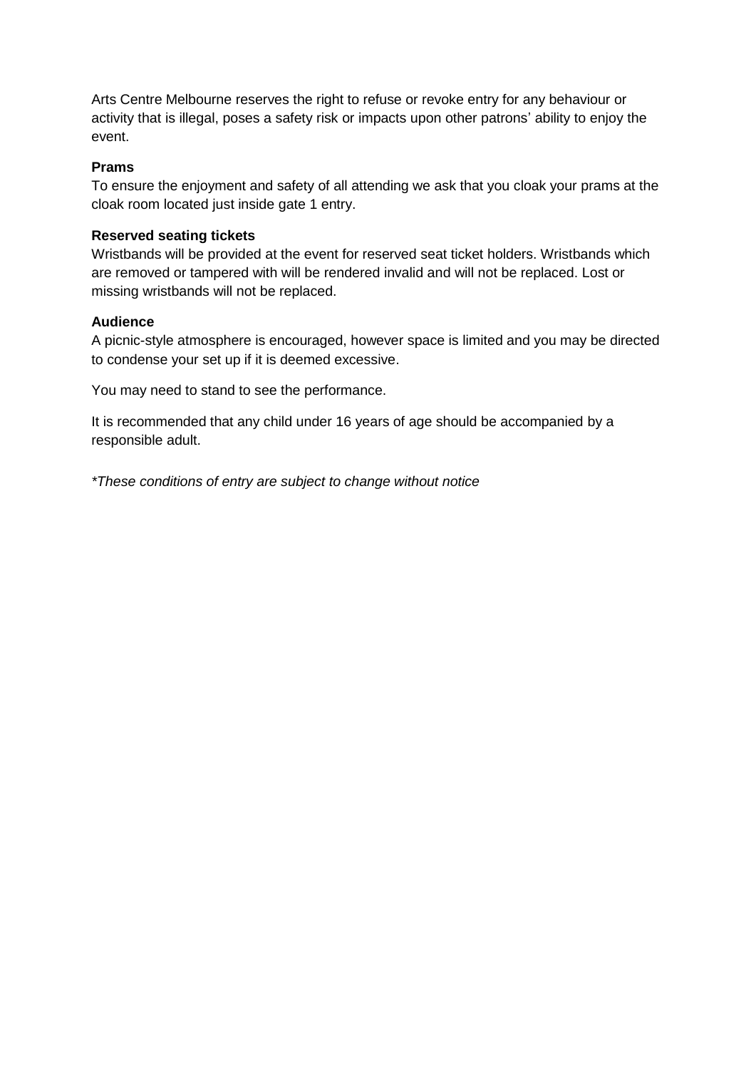Arts Centre Melbourne reserves the right to refuse or revoke entry for any behaviour or activity that is illegal, poses a safety risk or impacts upon other patrons' ability to enjoy the event.

**Prams**

To ensure the enjoyment and safety of all attending we ask that you cloak your prams at the cloak room located just inside gate 1 entry.

**Reserved seating tickets**

Wristbands will be provided at the event for reserved seat ticket holders. Wristbands which are removed or tampered with will be rendered invalid and will not be replaced. Lost or missing wristbands will not be replaced.

**Audience**

A picnic-style atmosphere is encouraged, however space is limited and you may be directed to condense your set up if it is deemed excessive.

You may need to stand to see the performance.

It is recommended that any child under 16 years of age should be accompanied by a responsible adult.

*\*These conditions of entry are subject to change without notice*